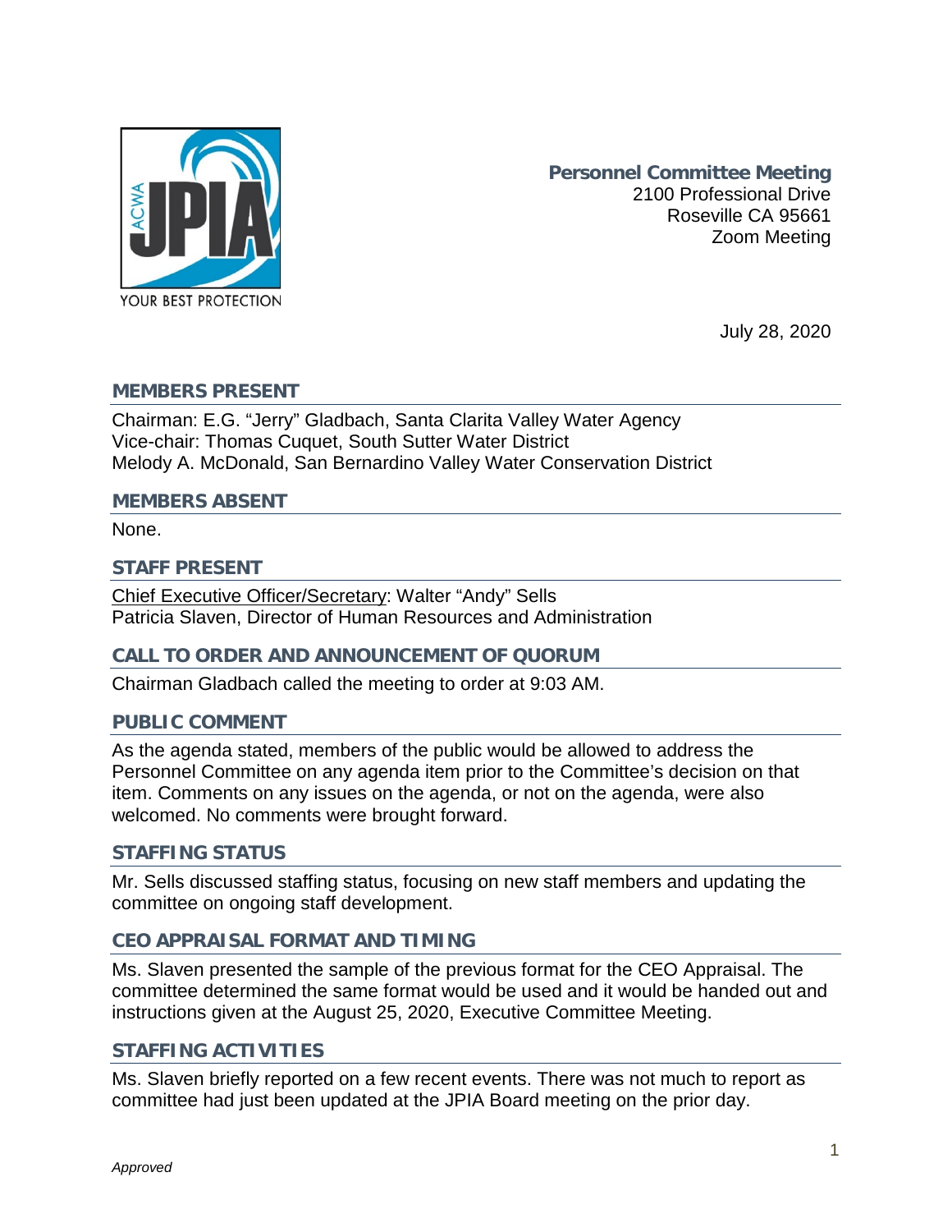**Personnel Committee Meeting**
2100 Professional Drive
Roseville CA 95661
Zoom Meeting

YOUR BEST PROTECTION

July 28, 2020

## MEMBERS PRESENT

Chairman: E.G. “Jerry” Gladbach, Santa Clarita Valley Water Agency
Vice-chair: Thomas Cuquet, South Sutter Water District
Melody A. McDonald, San Bernardino Valley Water Conservation District

## MEMBERS ABSENT

None.

## STAFF PRESENT

Chief Executive Officer/Secretary: Walter “Andy” Sells
Patricia Slaven, Director of Human Resources and Administration

## CALL TO ORDER AND ANNOUNCEMENT OF QUORUM

Chairman Gladbach called the meeting to order at 9:03 AM.

## PUBLIC COMMENT

As the agenda stated, members of the public would be allowed to address the Personnel Committee on any agenda item prior to the Committee’s decision on that item. Comments on any issues on the agenda, or not on the agenda, were also welcomed. No comments were brought forward.

## STAFFING STATUS

Mr. Sells discussed staffing status, focusing on new staff members and updating the committee on ongoing staff development.

## CEO APPRAISAL FORMAT AND TIMING

Ms. Slaven presented the sample of the previous format for the CEO Appraisal. The committee determined the same format would be used and it would be handed out and instructions given at the August 25, 2020, Executive Committee Meeting.

## STAFFING ACTIVITIES

Ms. Slaven briefly reported on a few recent events. There was not much to report as committee had just been updated at the JPIA Board meeting on the prior day.

*Approved*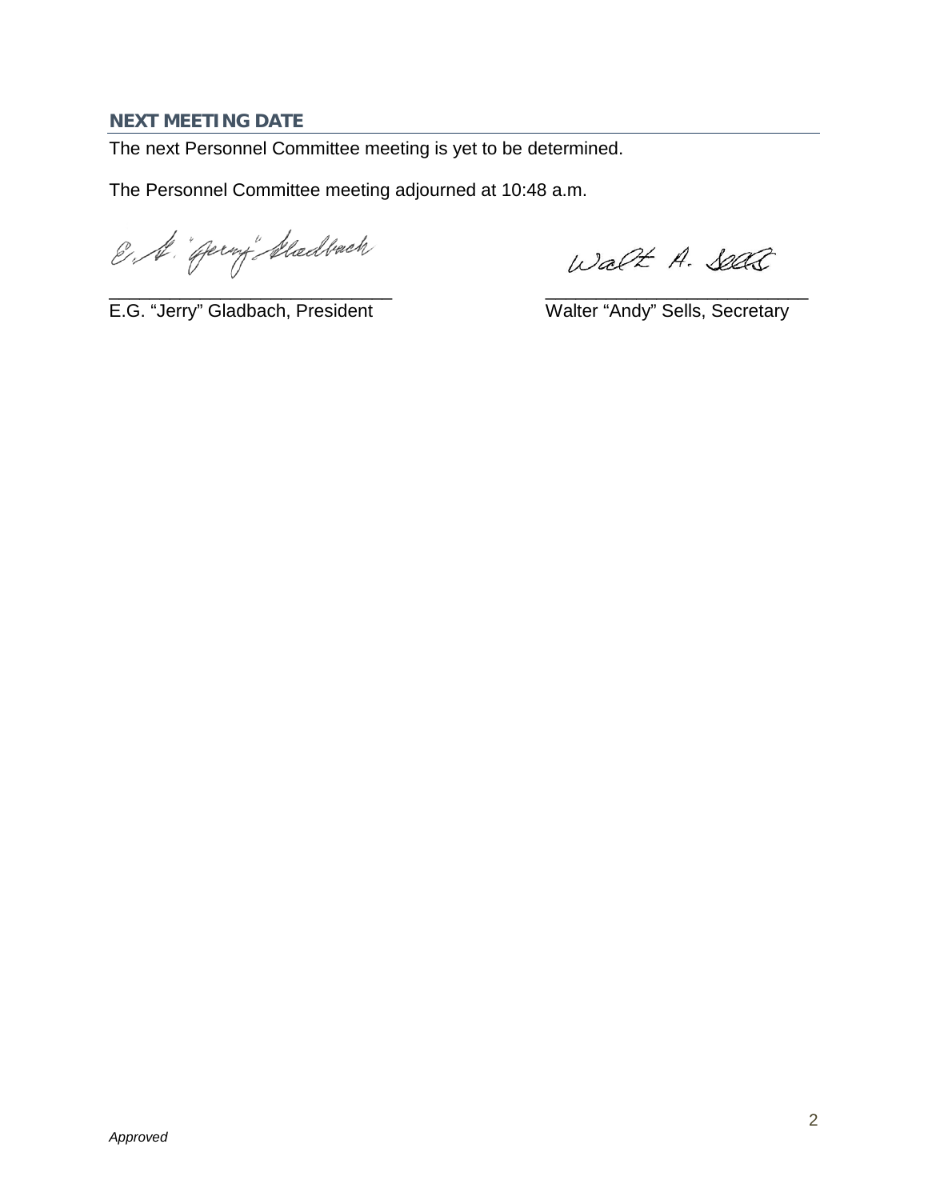## NEXT MEETING DATE

The next Personnel Committee meeting is yet to be determined.

The Personnel Committee meeting adjourned at 10:48 a.m.

E.G. "Jerry" Gladbach, President

Walter "Andy" Sells, Secretary

*Approved*